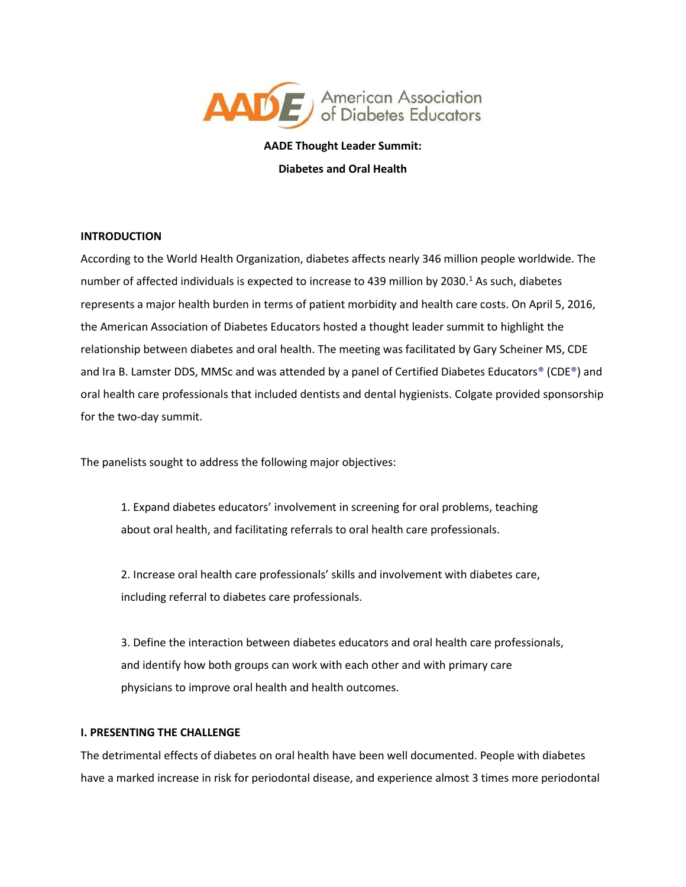American Association of Diabetes Educators

**AADE Thought Leader Summit:**

**Diabetes and Oral Health**

## INTRODUCTION

According to the World Health Organization, diabetes affects nearly 346 million people worldwide. The number of affected individuals is expected to increase to 439 million by 2030.[1] As such, diabetes represents a major health burden in terms of patient morbidity and health care costs. On April 5, 2016, the American Association of Diabetes Educators hosted a thought leader summit to highlight the relationship between diabetes and oral health. The meeting was facilitated by Gary Scheiner MS, CDE and Ira B. Lamster DDS, MMSc and was attended by a panel of Certified Diabetes Educators® (CDE®) and oral health care professionals that included dentists and dental hygienists. Colgate provided sponsorship for the two-day summit.

The panelists sought to address the following major objectives:

1. Expand diabetes educators' involvement in screening for oral problems, teaching about oral health, and facilitating referrals to oral health care professionals.

2. Increase oral health care professionals' skills and involvement with diabetes care, including referral to diabetes care professionals.

3. Define the interaction between diabetes educators and oral health care professionals, and identify how both groups can work with each other and with primary care physicians to improve oral health and health outcomes.

## I. PRESENTING THE CHALLENGE

The detrimental effects of diabetes on oral health have been well documented. People with diabetes have a marked increase in risk for periodontal disease, and experience almost 3 times more periodontal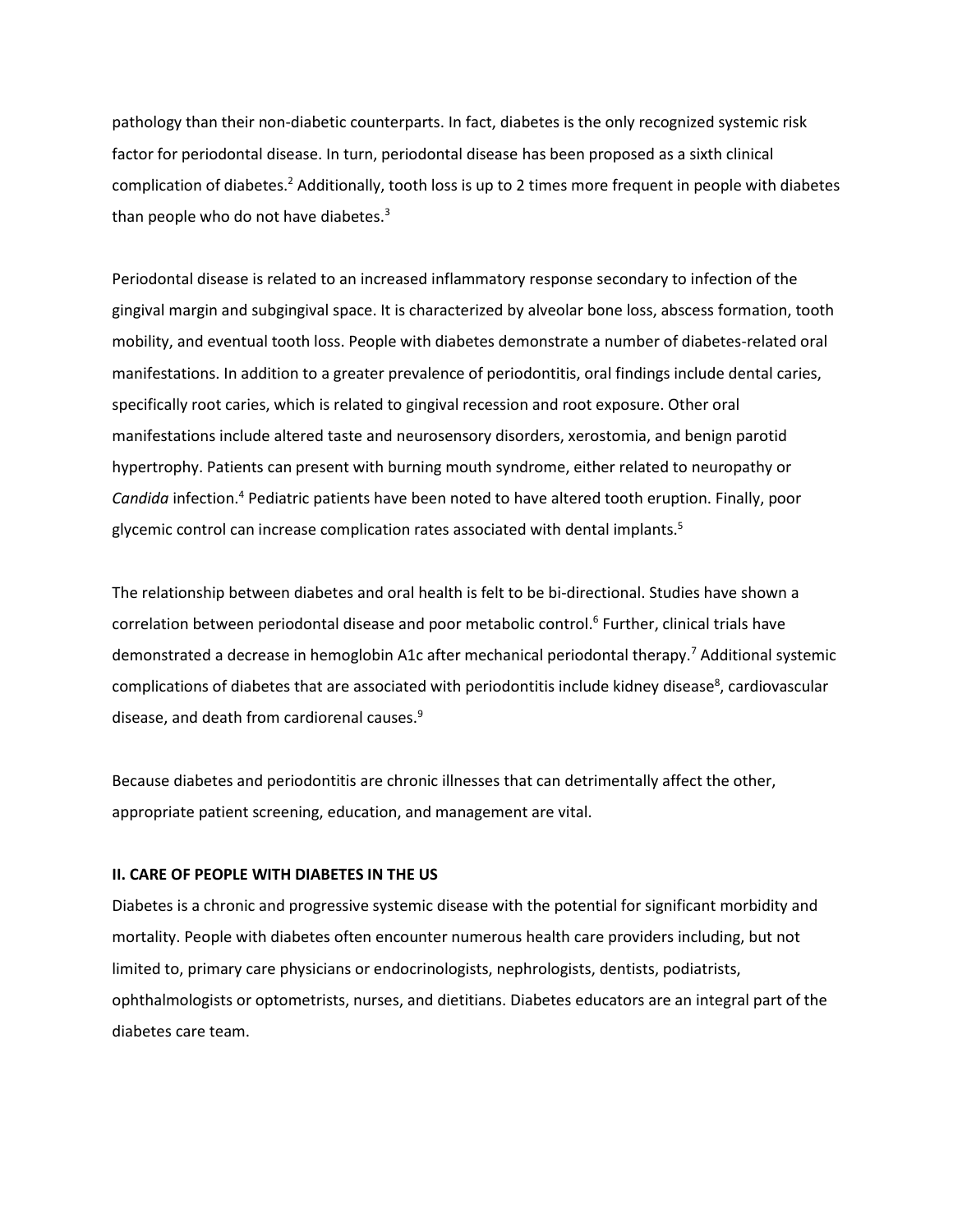pathology than their non-diabetic counterparts. In fact, diabetes is the only recognized systemic risk factor for periodontal disease. In turn, periodontal disease has been proposed as a sixth clinical complication of diabetes.[2] Additionally, tooth loss is up to 2 times more frequent in people with diabetes than people who do not have diabetes.[3]

Periodontal disease is related to an increased inflammatory response secondary to infection of the gingival margin and subgingival space. It is characterized by alveolar bone loss, abscess formation, tooth mobility, and eventual tooth loss. People with diabetes demonstrate a number of diabetes-related oral manifestations. In addition to a greater prevalence of periodontitis, oral findings include dental caries, specifically root caries, which is related to gingival recession and root exposure. Other oral manifestations include altered taste and neurosensory disorders, xerostomia, and benign parotid hypertrophy. Patients can present with burning mouth syndrome, either related to neuropathy or *Candida* infection.[4] Pediatric patients have been noted to have altered tooth eruption. Finally, poor glycemic control can increase complication rates associated with dental implants.[5]

The relationship between diabetes and oral health is felt to be bi-directional. Studies have shown a correlation between periodontal disease and poor metabolic control.[6] Further, clinical trials have demonstrated a decrease in hemoglobin A1c after mechanical periodontal therapy.[7] Additional systemic complications of diabetes that are associated with periodontitis include kidney disease[8], cardiovascular disease, and death from cardiorenal causes.[9]

Because diabetes and periodontitis are chronic illnesses that can detrimentally affect the other, appropriate patient screening, education, and management are vital.

## II. CARE OF PEOPLE WITH DIABETES IN THE US

Diabetes is a chronic and progressive systemic disease with the potential for significant morbidity and mortality. People with diabetes often encounter numerous health care providers including, but not limited to, primary care physicians or endocrinologists, nephrologists, dentists, podiatrists, ophthalmologists or optometrists, nurses, and dietitians. Diabetes educators are an integral part of the diabetes care team.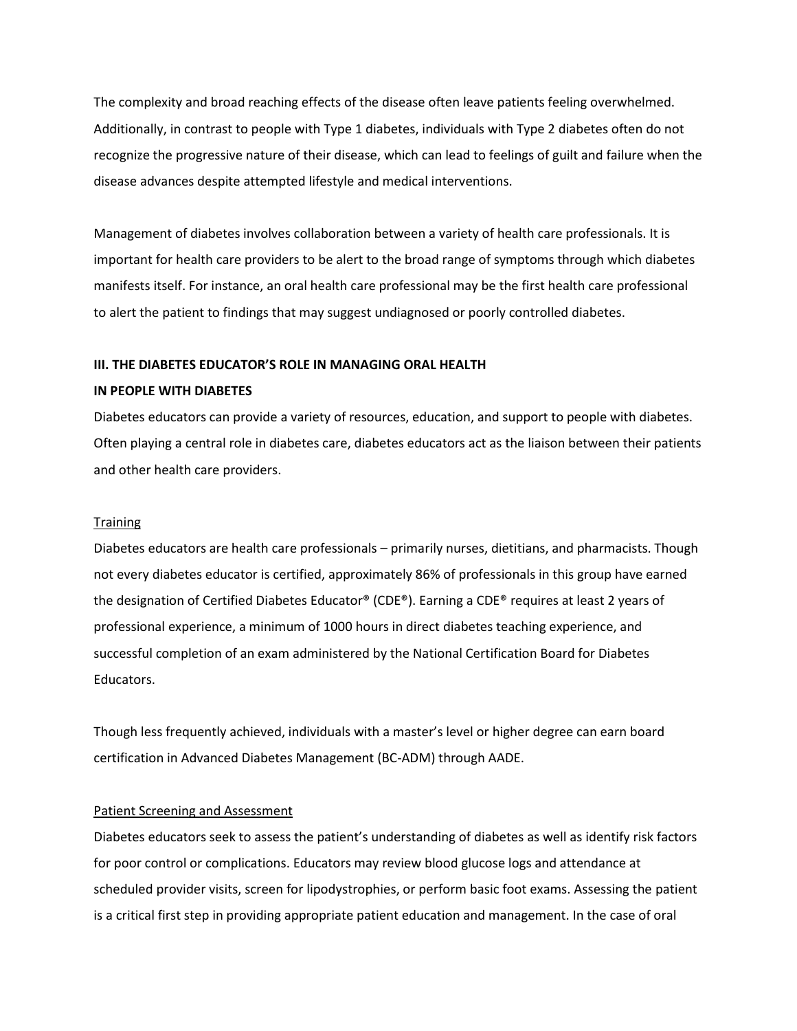The complexity and broad reaching effects of the disease often leave patients feeling overwhelmed. Additionally, in contrast to people with Type 1 diabetes, individuals with Type 2 diabetes often do not recognize the progressive nature of their disease, which can lead to feelings of guilt and failure when the disease advances despite attempted lifestyle and medical interventions.

Management of diabetes involves collaboration between a variety of health care professionals. It is important for health care providers to be alert to the broad range of symptoms through which diabetes manifests itself. For instance, an oral health care professional may be the first health care professional to alert the patient to findings that may suggest undiagnosed or poorly controlled diabetes.

## III. THE DIABETES EDUCATOR'S ROLE IN MANAGING ORAL HEALTH IN PEOPLE WITH DIABETES

Diabetes educators can provide a variety of resources, education, and support to people with diabetes. Often playing a central role in diabetes care, diabetes educators act as the liaison between their patients and other health care providers.

### Training

Diabetes educators are health care professionals – primarily nurses, dietitians, and pharmacists. Though not every diabetes educator is certified, approximately 86% of professionals in this group have earned the designation of Certified Diabetes Educator® (CDE®). Earning a CDE® requires at least 2 years of professional experience, a minimum of 1000 hours in direct diabetes teaching experience, and successful completion of an exam administered by the National Certification Board for Diabetes Educators.

Though less frequently achieved, individuals with a master's level or higher degree can earn board certification in Advanced Diabetes Management (BC-ADM) through AADE.

### Patient Screening and Assessment

Diabetes educators seek to assess the patient's understanding of diabetes as well as identify risk factors for poor control or complications. Educators may review blood glucose logs and attendance at scheduled provider visits, screen for lipodystrophies, or perform basic foot exams. Assessing the patient is a critical first step in providing appropriate patient education and management. In the case of oral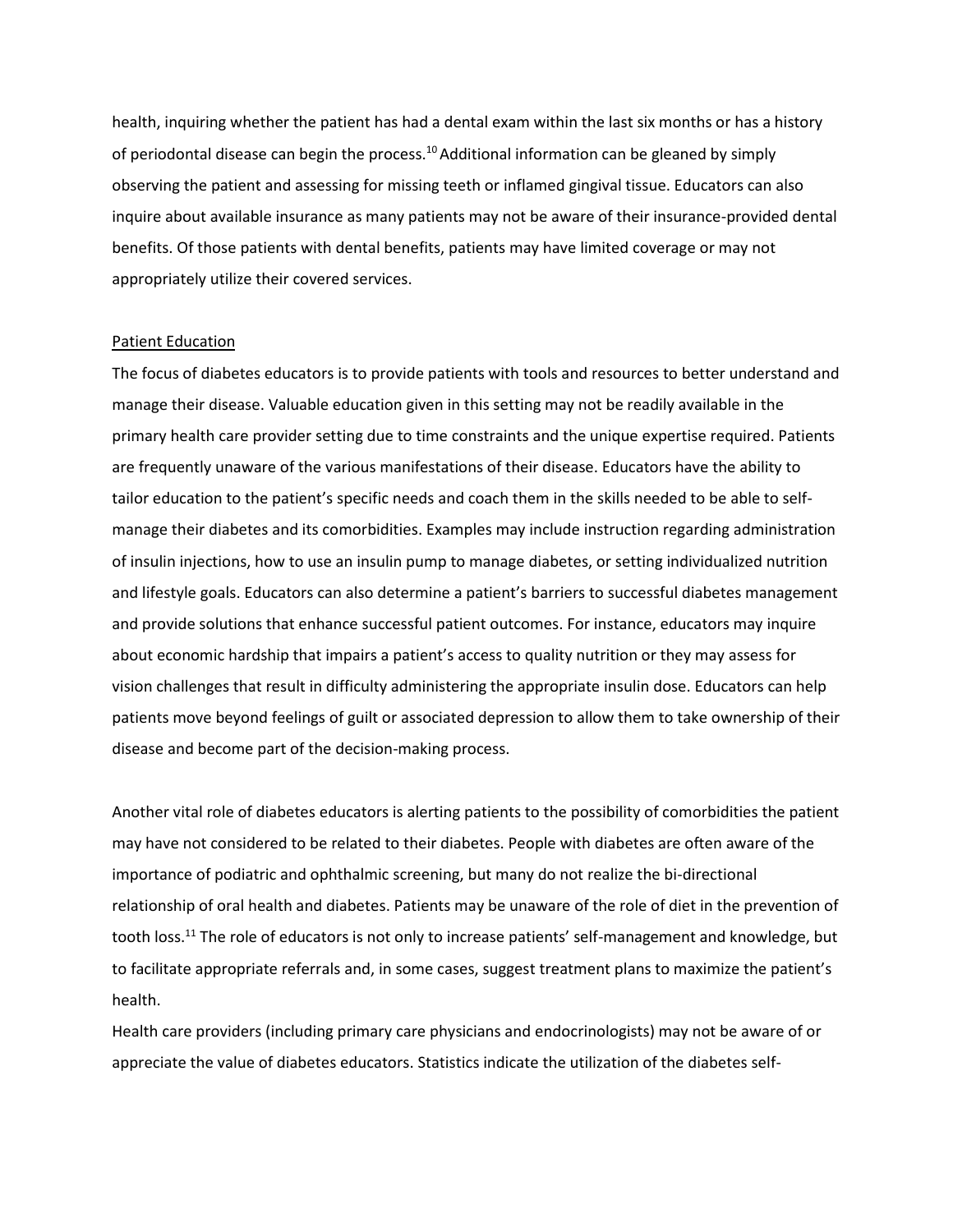health, inquiring whether the patient has had a dental exam within the last six months or has a history of periodontal disease can begin the process.[10] Additional information can be gleaned by simply observing the patient and assessing for missing teeth or inflamed gingival tissue. Educators can also inquire about available insurance as many patients may not be aware of their insurance-provided dental benefits. Of those patients with dental benefits, patients may have limited coverage or may not appropriately utilize their covered services.

## Patient Education

The focus of diabetes educators is to provide patients with tools and resources to better understand and manage their disease. Valuable education given in this setting may not be readily available in the primary health care provider setting due to time constraints and the unique expertise required. Patients are frequently unaware of the various manifestations of their disease. Educators have the ability to tailor education to the patient's specific needs and coach them in the skills needed to be able to self-manage their diabetes and its comorbidities. Examples may include instruction regarding administration of insulin injections, how to use an insulin pump to manage diabetes, or setting individualized nutrition and lifestyle goals. Educators can also determine a patient's barriers to successful diabetes management and provide solutions that enhance successful patient outcomes. For instance, educators may inquire about economic hardship that impairs a patient's access to quality nutrition or they may assess for vision challenges that result in difficulty administering the appropriate insulin dose. Educators can help patients move beyond feelings of guilt or associated depression to allow them to take ownership of their disease and become part of the decision-making process.

Another vital role of diabetes educators is alerting patients to the possibility of comorbidities the patient may have not considered to be related to their diabetes. People with diabetes are often aware of the importance of podiatric and ophthalmic screening, but many do not realize the bi-directional relationship of oral health and diabetes. Patients may be unaware of the role of diet in the prevention of tooth loss.[11] The role of educators is not only to increase patients' self-management and knowledge, but to facilitate appropriate referrals and, in some cases, suggest treatment plans to maximize the patient's health.

Health care providers (including primary care physicians and endocrinologists) may not be aware of or appreciate the value of diabetes educators. Statistics indicate the utilization of the diabetes self-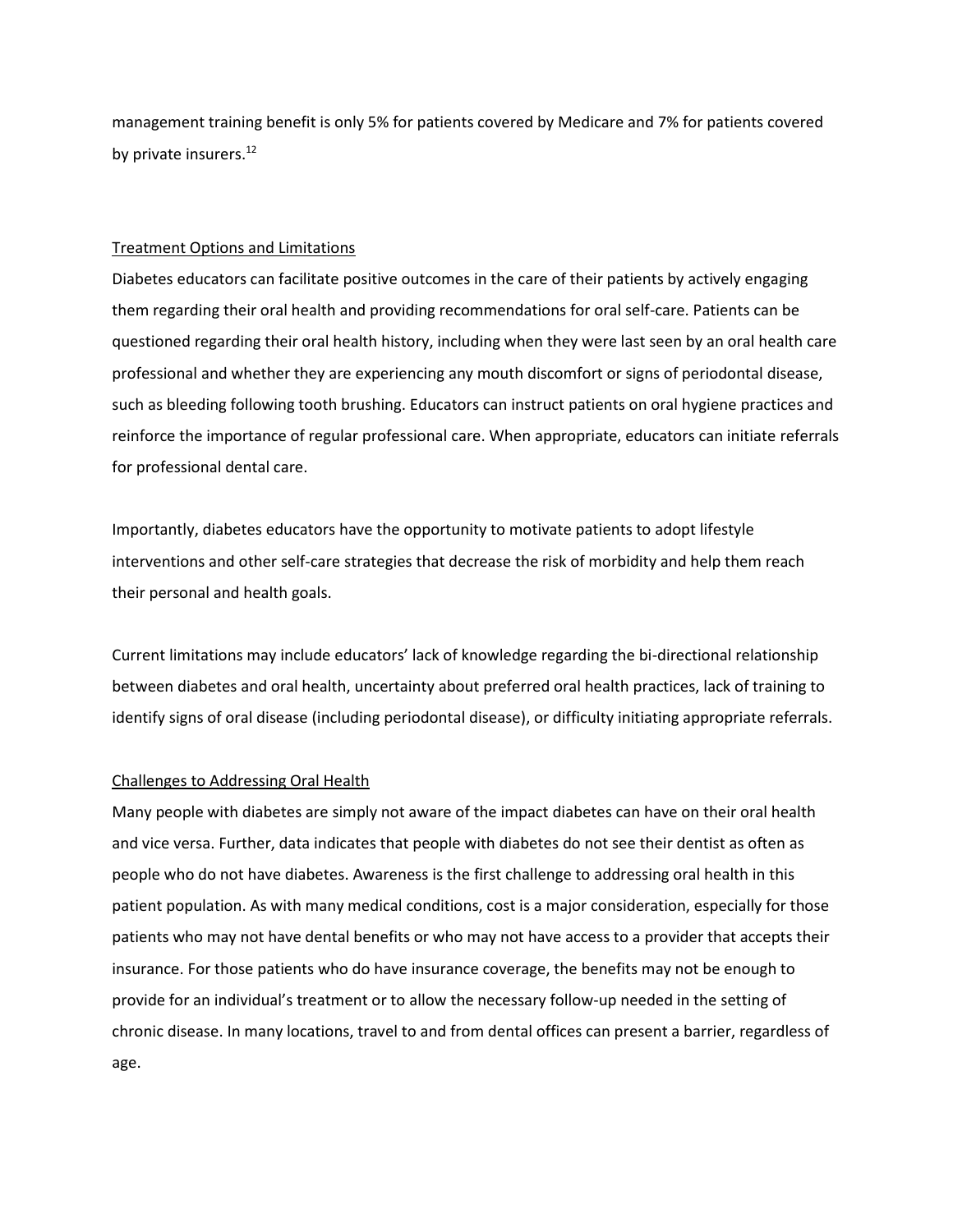management training benefit is only 5% for patients covered by Medicare and 7% for patients covered by private insurers.[12]

## Treatment Options and Limitations

Diabetes educators can facilitate positive outcomes in the care of their patients by actively engaging them regarding their oral health and providing recommendations for oral self-care. Patients can be questioned regarding their oral health history, including when they were last seen by an oral health care professional and whether they are experiencing any mouth discomfort or signs of periodontal disease, such as bleeding following tooth brushing. Educators can instruct patients on oral hygiene practices and reinforce the importance of regular professional care. When appropriate, educators can initiate referrals for professional dental care.

Importantly, diabetes educators have the opportunity to motivate patients to adopt lifestyle interventions and other self-care strategies that decrease the risk of morbidity and help them reach their personal and health goals.

Current limitations may include educators' lack of knowledge regarding the bi-directional relationship between diabetes and oral health, uncertainty about preferred oral health practices, lack of training to identify signs of oral disease (including periodontal disease), or difficulty initiating appropriate referrals.

## Challenges to Addressing Oral Health

Many people with diabetes are simply not aware of the impact diabetes can have on their oral health and vice versa. Further, data indicates that people with diabetes do not see their dentist as often as people who do not have diabetes. Awareness is the first challenge to addressing oral health in this patient population. As with many medical conditions, cost is a major consideration, especially for those patients who may not have dental benefits or who may not have access to a provider that accepts their insurance. For those patients who do have insurance coverage, the benefits may not be enough to provide for an individual's treatment or to allow the necessary follow-up needed in the setting of chronic disease. In many locations, travel to and from dental offices can present a barrier, regardless of age.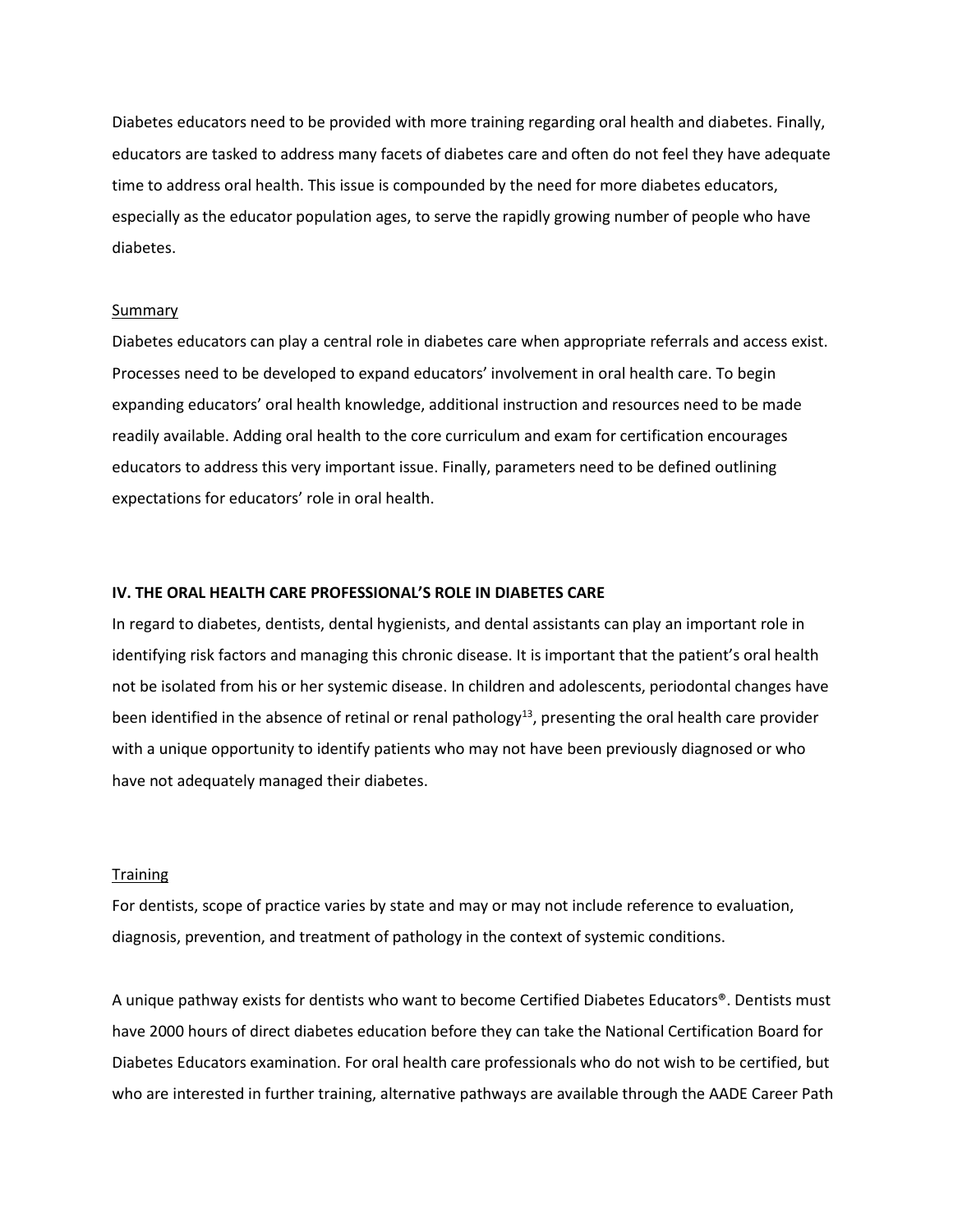Diabetes educators need to be provided with more training regarding oral health and diabetes. Finally, educators are tasked to address many facets of diabetes care and often do not feel they have adequate time to address oral health. This issue is compounded by the need for more diabetes educators, especially as the educator population ages, to serve the rapidly growing number of people who have diabetes.

### Summary

Diabetes educators can play a central role in diabetes care when appropriate referrals and access exist. Processes need to be developed to expand educators' involvement in oral health care. To begin expanding educators' oral health knowledge, additional instruction and resources need to be made readily available. Adding oral health to the core curriculum and exam for certification encourages educators to address this very important issue. Finally, parameters need to be defined outlining expectations for educators' role in oral health.

## IV. THE ORAL HEALTH CARE PROFESSIONAL'S ROLE IN DIABETES CARE

In regard to diabetes, dentists, dental hygienists, and dental assistants can play an important role in identifying risk factors and managing this chronic disease. It is important that the patient's oral health not be isolated from his or her systemic disease. In children and adolescents, periodontal changes have been identified in the absence of retinal or renal pathology[13], presenting the oral health care provider with a unique opportunity to identify patients who may not have been previously diagnosed or who have not adequately managed their diabetes.

### Training

For dentists, scope of practice varies by state and may or may not include reference to evaluation, diagnosis, prevention, and treatment of pathology in the context of systemic conditions.

A unique pathway exists for dentists who want to become Certified Diabetes Educators®. Dentists must have 2000 hours of direct diabetes education before they can take the National Certification Board for Diabetes Educators examination. For oral health care professionals who do not wish to be certified, but who are interested in further training, alternative pathways are available through the AADE Career Path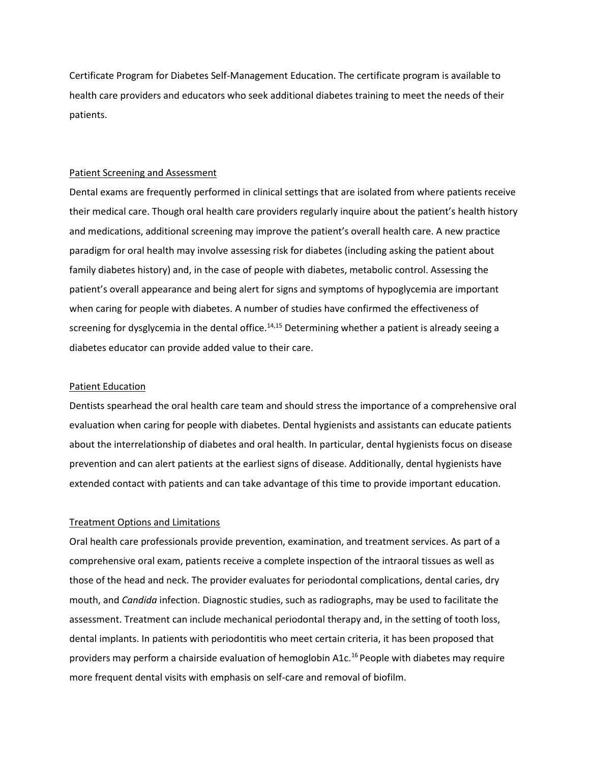Certificate Program for Diabetes Self-Management Education. The certificate program is available to health care providers and educators who seek additional diabetes training to meet the needs of their patients.

## Patient Screening and Assessment

Dental exams are frequently performed in clinical settings that are isolated from where patients receive their medical care. Though oral health care providers regularly inquire about the patient's health history and medications, additional screening may improve the patient's overall health care. A new practice paradigm for oral health may involve assessing risk for diabetes (including asking the patient about family diabetes history) and, in the case of people with diabetes, metabolic control. Assessing the patient's overall appearance and being alert for signs and symptoms of hypoglycemia are important when caring for people with diabetes. A number of studies have confirmed the effectiveness of screening for dysglycemia in the dental office.[14,15] Determining whether a patient is already seeing a diabetes educator can provide added value to their care.

## Patient Education

Dentists spearhead the oral health care team and should stress the importance of a comprehensive oral evaluation when caring for people with diabetes. Dental hygienists and assistants can educate patients about the interrelationship of diabetes and oral health. In particular, dental hygienists focus on disease prevention and can alert patients at the earliest signs of disease. Additionally, dental hygienists have extended contact with patients and can take advantage of this time to provide important education.

## Treatment Options and Limitations

Oral health care professionals provide prevention, examination, and treatment services. As part of a comprehensive oral exam, patients receive a complete inspection of the intraoral tissues as well as those of the head and neck. The provider evaluates for periodontal complications, dental caries, dry mouth, and *Candida* infection. Diagnostic studies, such as radiographs, may be used to facilitate the assessment. Treatment can include mechanical periodontal therapy and, in the setting of tooth loss, dental implants. In patients with periodontitis who meet certain criteria, it has been proposed that providers may perform a chairside evaluation of hemoglobin A1c.[16] People with diabetes may require more frequent dental visits with emphasis on self-care and removal of biofilm.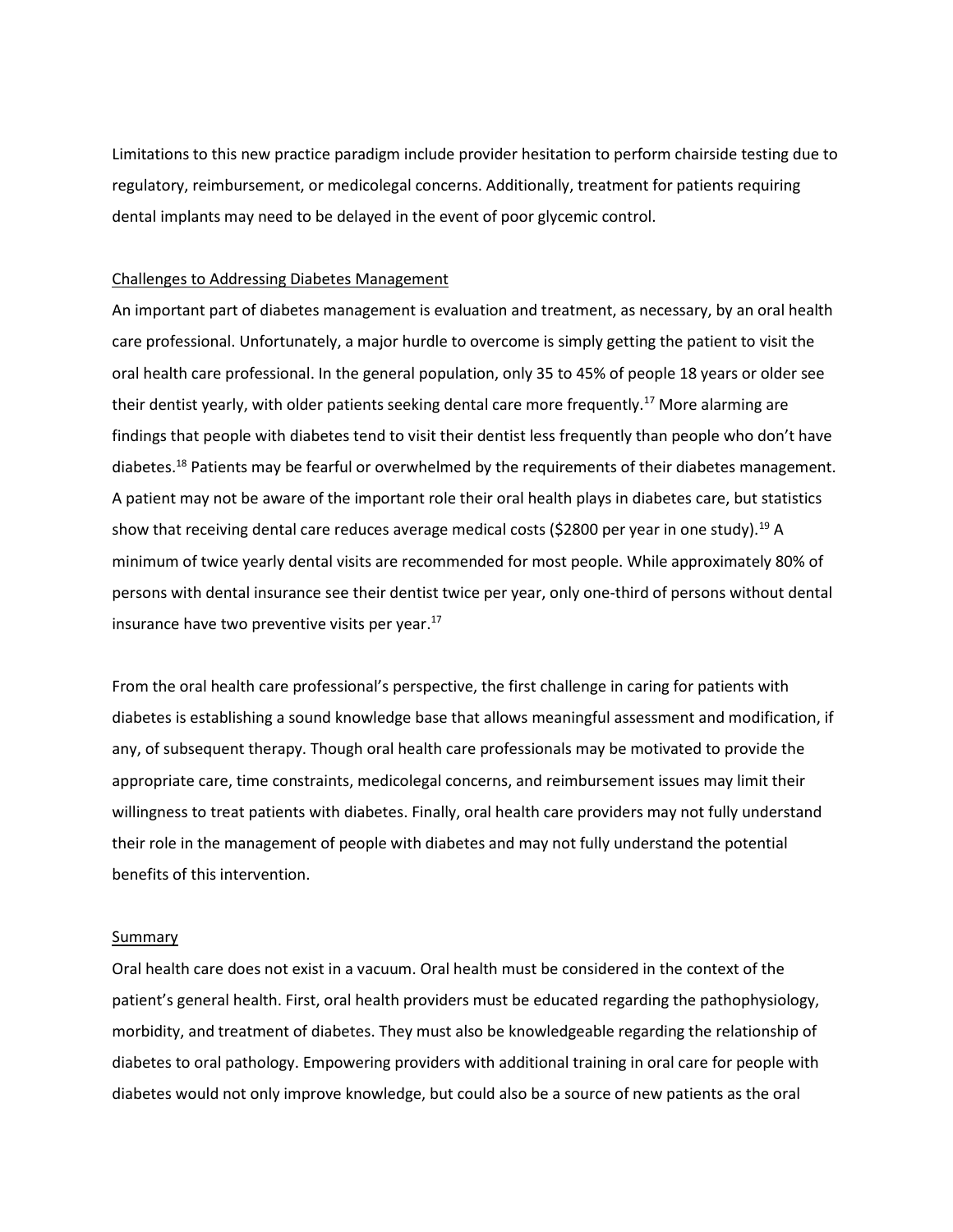Limitations to this new practice paradigm include provider hesitation to perform chairside testing due to regulatory, reimbursement, or medicolegal concerns. Additionally, treatment for patients requiring dental implants may need to be delayed in the event of poor glycemic control.

## Challenges to Addressing Diabetes Management

An important part of diabetes management is evaluation and treatment, as necessary, by an oral health care professional. Unfortunately, a major hurdle to overcome is simply getting the patient to visit the oral health care professional. In the general population, only 35 to 45% of people 18 years or older see their dentist yearly, with older patients seeking dental care more frequently.[17] More alarming are findings that people with diabetes tend to visit their dentist less frequently than people who don't have diabetes.[18] Patients may be fearful or overwhelmed by the requirements of their diabetes management. A patient may not be aware of the important role their oral health plays in diabetes care, but statistics show that receiving dental care reduces average medical costs ($2800 per year in one study).[19] A minimum of twice yearly dental visits are recommended for most people. While approximately 80% of persons with dental insurance see their dentist twice per year, only one-third of persons without dental insurance have two preventive visits per year.[17]

From the oral health care professional's perspective, the first challenge in caring for patients with diabetes is establishing a sound knowledge base that allows meaningful assessment and modification, if any, of subsequent therapy. Though oral health care professionals may be motivated to provide the appropriate care, time constraints, medicolegal concerns, and reimbursement issues may limit their willingness to treat patients with diabetes. Finally, oral health care providers may not fully understand their role in the management of people with diabetes and may not fully understand the potential benefits of this intervention.

## Summary

Oral health care does not exist in a vacuum. Oral health must be considered in the context of the patient's general health. First, oral health providers must be educated regarding the pathophysiology, morbidity, and treatment of diabetes. They must also be knowledgeable regarding the relationship of diabetes to oral pathology. Empowering providers with additional training in oral care for people with diabetes would not only improve knowledge, but could also be a source of new patients as the oral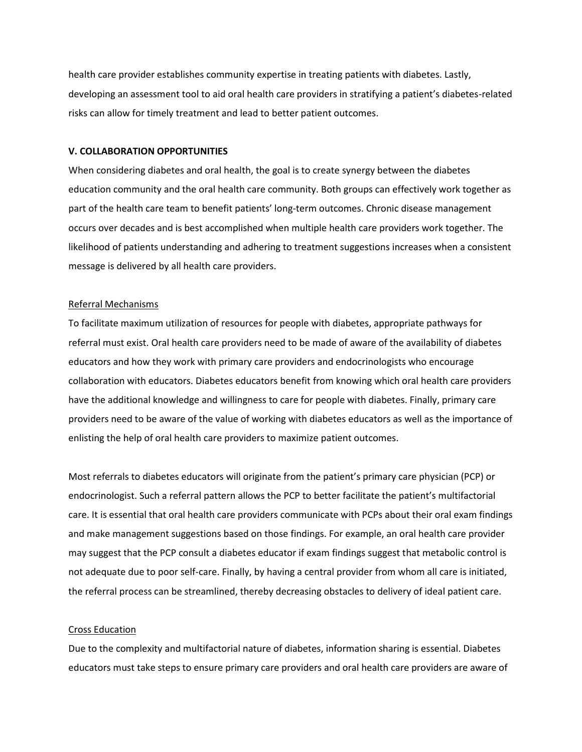health care provider establishes community expertise in treating patients with diabetes. Lastly, developing an assessment tool to aid oral health care providers in stratifying a patient's diabetes-related risks can allow for timely treatment and lead to better patient outcomes.

## V. COLLABORATION OPPORTUNITIES

When considering diabetes and oral health, the goal is to create synergy between the diabetes education community and the oral health care community. Both groups can effectively work together as part of the health care team to benefit patients' long-term outcomes. Chronic disease management occurs over decades and is best accomplished when multiple health care providers work together. The likelihood of patients understanding and adhering to treatment suggestions increases when a consistent message is delivered by all health care providers.

### Referral Mechanisms

To facilitate maximum utilization of resources for people with diabetes, appropriate pathways for referral must exist. Oral health care providers need to be made of aware of the availability of diabetes educators and how they work with primary care providers and endocrinologists who encourage collaboration with educators. Diabetes educators benefit from knowing which oral health care providers have the additional knowledge and willingness to care for people with diabetes. Finally, primary care providers need to be aware of the value of working with diabetes educators as well as the importance of enlisting the help of oral health care providers to maximize patient outcomes.

Most referrals to diabetes educators will originate from the patient's primary care physician (PCP) or endocrinologist. Such a referral pattern allows the PCP to better facilitate the patient's multifactorial care. It is essential that oral health care providers communicate with PCPs about their oral exam findings and make management suggestions based on those findings. For example, an oral health care provider may suggest that the PCP consult a diabetes educator if exam findings suggest that metabolic control is not adequate due to poor self-care. Finally, by having a central provider from whom all care is initiated, the referral process can be streamlined, thereby decreasing obstacles to delivery of ideal patient care.

### Cross Education

Due to the complexity and multifactorial nature of diabetes, information sharing is essential. Diabetes educators must take steps to ensure primary care providers and oral health care providers are aware of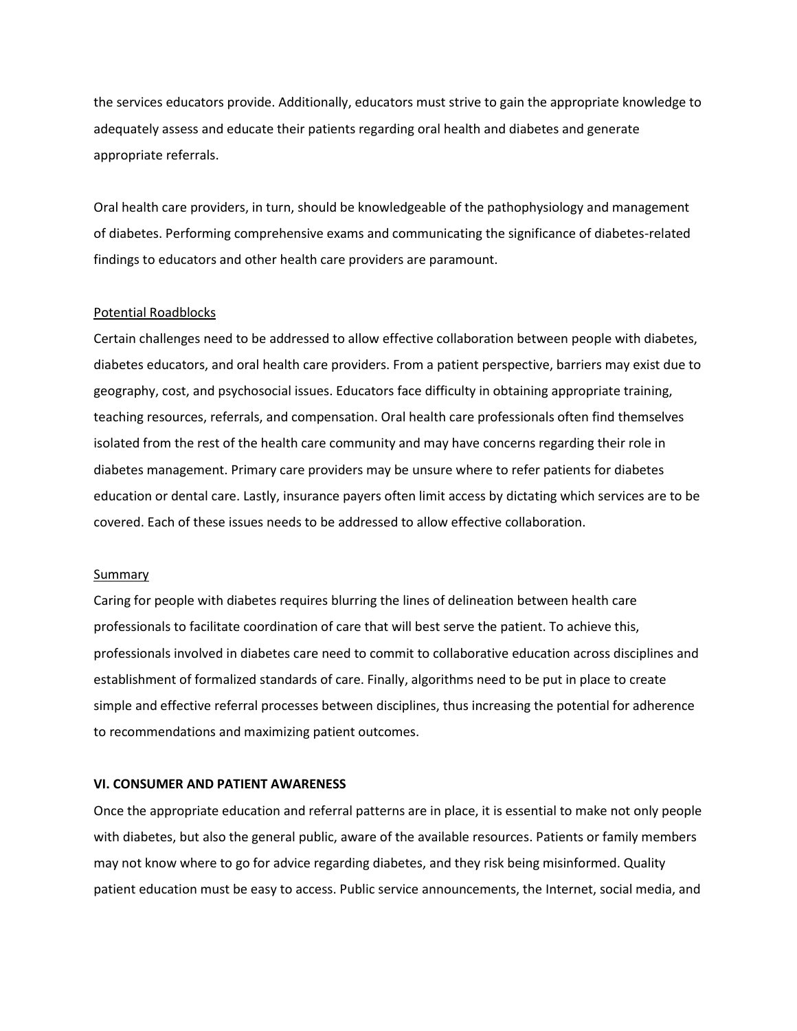the services educators provide. Additionally, educators must strive to gain the appropriate knowledge to adequately assess and educate their patients regarding oral health and diabetes and generate appropriate referrals.

Oral health care providers, in turn, should be knowledgeable of the pathophysiology and management of diabetes. Performing comprehensive exams and communicating the significance of diabetes-related findings to educators and other health care providers are paramount.

Potential Roadblocks

Certain challenges need to be addressed to allow effective collaboration between people with diabetes, diabetes educators, and oral health care providers. From a patient perspective, barriers may exist due to geography, cost, and psychosocial issues. Educators face difficulty in obtaining appropriate training, teaching resources, referrals, and compensation. Oral health care professionals often find themselves isolated from the rest of the health care community and may have concerns regarding their role in diabetes management. Primary care providers may be unsure where to refer patients for diabetes education or dental care. Lastly, insurance payers often limit access by dictating which services are to be covered. Each of these issues needs to be addressed to allow effective collaboration.

Summary

Caring for people with diabetes requires blurring the lines of delineation between health care professionals to facilitate coordination of care that will best serve the patient. To achieve this, professionals involved in diabetes care need to commit to collaborative education across disciplines and establishment of formalized standards of care. Finally, algorithms need to be put in place to create simple and effective referral processes between disciplines, thus increasing the potential for adherence to recommendations and maximizing patient outcomes.

## VI. CONSUMER AND PATIENT AWARENESS

Once the appropriate education and referral patterns are in place, it is essential to make not only people with diabetes, but also the general public, aware of the available resources. Patients or family members may not know where to go for advice regarding diabetes, and they risk being misinformed. Quality patient education must be easy to access. Public service announcements, the Internet, social media, and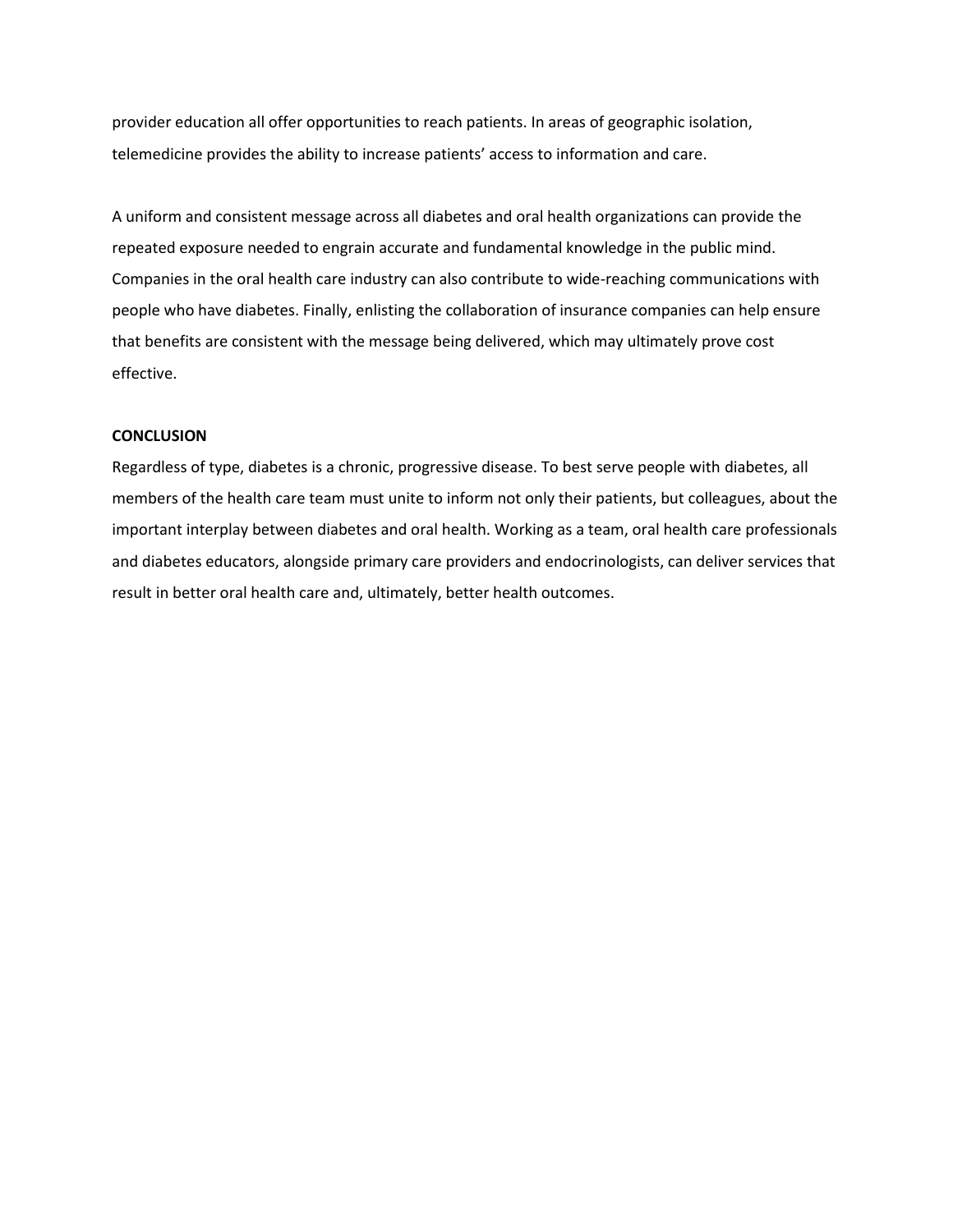provider education all offer opportunities to reach patients. In areas of geographic isolation, telemedicine provides the ability to increase patients' access to information and care.

A uniform and consistent message across all diabetes and oral health organizations can provide the repeated exposure needed to engrain accurate and fundamental knowledge in the public mind. Companies in the oral health care industry can also contribute to wide-reaching communications with people who have diabetes. Finally, enlisting the collaboration of insurance companies can help ensure that benefits are consistent with the message being delivered, which may ultimately prove cost effective.

**CONCLUSION**

Regardless of type, diabetes is a chronic, progressive disease. To best serve people with diabetes, all members of the health care team must unite to inform not only their patients, but colleagues, about the important interplay between diabetes and oral health. Working as a team, oral health care professionals and diabetes educators, alongside primary care providers and endocrinologists, can deliver services that result in better oral health care and, ultimately, better health outcomes.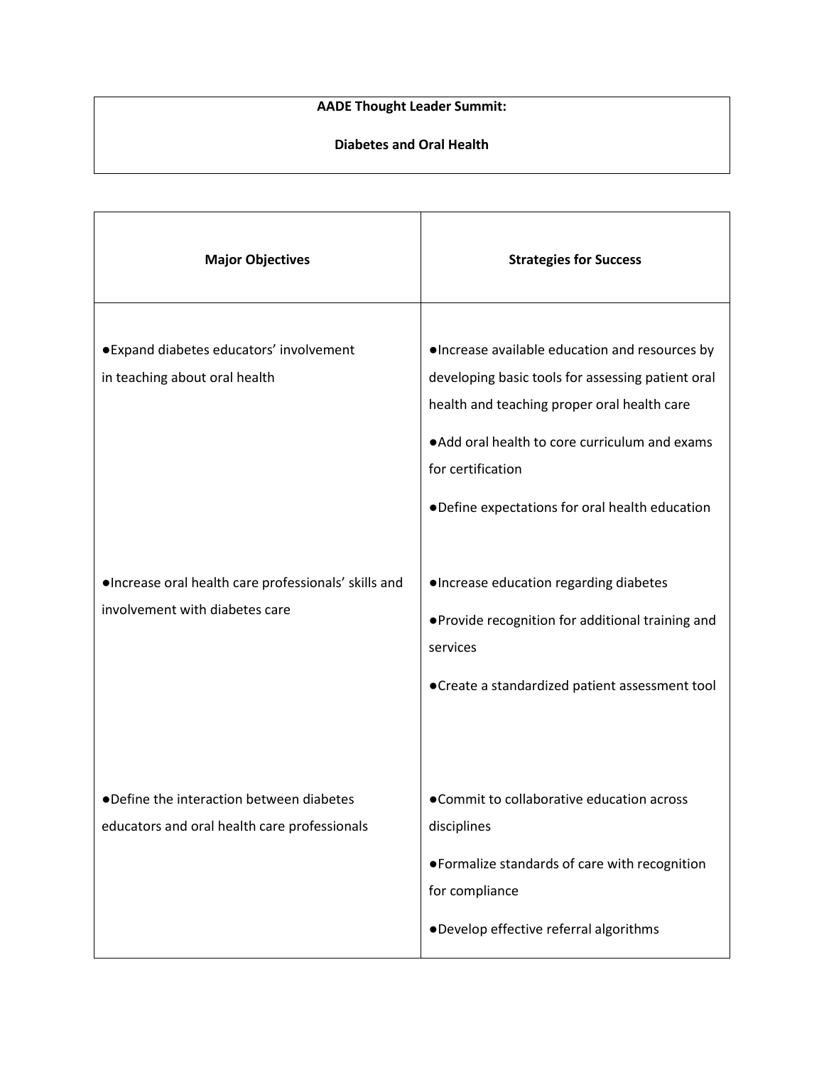**AADE Thought Leader Summit:**

**Diabetes and Oral Health**

| **Major Objectives** | **Strategies for Success** |
|---|---|
| ●Expand diabetes educators' involvement in teaching about oral health | ●Increase available education and resources by developing basic tools for assessing patient oral health and teaching proper oral health care<br>●Add oral health to core curriculum and exams for certification<br>●Define expectations for oral health education |
| ●Increase oral health care professionals' skills and involvement with diabetes care | ●Increase education regarding diabetes<br>●Provide recognition for additional training and services<br>●Create a standardized patient assessment tool |
| ●Define the interaction between diabetes educators and oral health care professionals | ●Commit to collaborative education across disciplines<br>●Formalize standards of care with recognition for compliance<br>●Develop effective referral algorithms |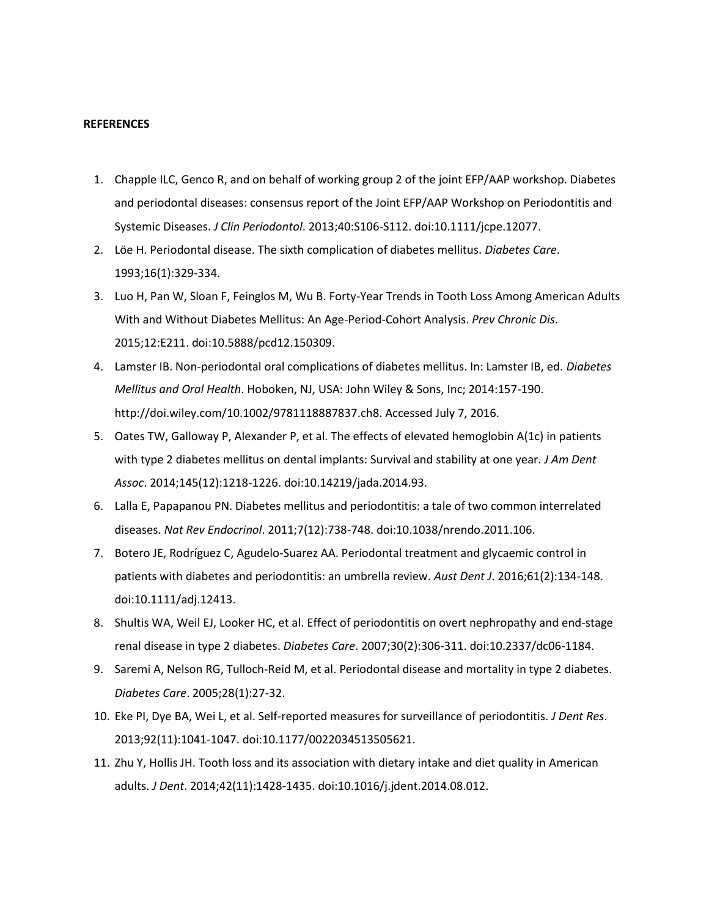**REFERENCES**

1. Chapple ILC, Genco R, and on behalf of working group 2 of the joint EFP/AAP workshop. Diabetes and periodontal diseases: consensus report of the Joint EFP/AAP Workshop on Periodontitis and Systemic Diseases. *J Clin Periodontol*. 2013;40:S106-S112. doi:10.1111/jcpe.12077.
2. Löe H. Periodontal disease. The sixth complication of diabetes mellitus. *Diabetes Care*. 1993;16(1):329-334.
3. Luo H, Pan W, Sloan F, Feinglos M, Wu B. Forty-Year Trends in Tooth Loss Among American Adults With and Without Diabetes Mellitus: An Age-Period-Cohort Analysis. *Prev Chronic Dis*. 2015;12:E211. doi:10.5888/pcd12.150309.
4. Lamster IB. Non-periodontal oral complications of diabetes mellitus. In: Lamster IB, ed. *Diabetes Mellitus and Oral Health*. Hoboken, NJ, USA: John Wiley & Sons, Inc; 2014:157-190. http://doi.wiley.com/10.1002/9781118887837.ch8. Accessed July 7, 2016.
5. Oates TW, Galloway P, Alexander P, et al. The effects of elevated hemoglobin A(1c) in patients with type 2 diabetes mellitus on dental implants: Survival and stability at one year. *J Am Dent Assoc*. 2014;145(12):1218-1226. doi:10.14219/jada.2014.93.
6. Lalla E, Papapanou PN. Diabetes mellitus and periodontitis: a tale of two common interrelated diseases. *Nat Rev Endocrinol*. 2011;7(12):738-748. doi:10.1038/nrendo.2011.106.
7. Botero JE, Rodríguez C, Agudelo-Suarez AA. Periodontal treatment and glycaemic control in patients with diabetes and periodontitis: an umbrella review. *Aust Dent J*. 2016;61(2):134-148. doi:10.1111/adj.12413.
8. Shultis WA, Weil EJ, Looker HC, et al. Effect of periodontitis on overt nephropathy and end-stage renal disease in type 2 diabetes. *Diabetes Care*. 2007;30(2):306-311. doi:10.2337/dc06-1184.
9. Saremi A, Nelson RG, Tulloch-Reid M, et al. Periodontal disease and mortality in type 2 diabetes. *Diabetes Care*. 2005;28(1):27-32.
10. Eke PI, Dye BA, Wei L, et al. Self-reported measures for surveillance of periodontitis. *J Dent Res*. 2013;92(11):1041-1047. doi:10.1177/0022034513505621.
11. Zhu Y, Hollis JH. Tooth loss and its association with dietary intake and diet quality in American adults. *J Dent*. 2014;42(11):1428-1435. doi:10.1016/j.jdent.2014.08.012.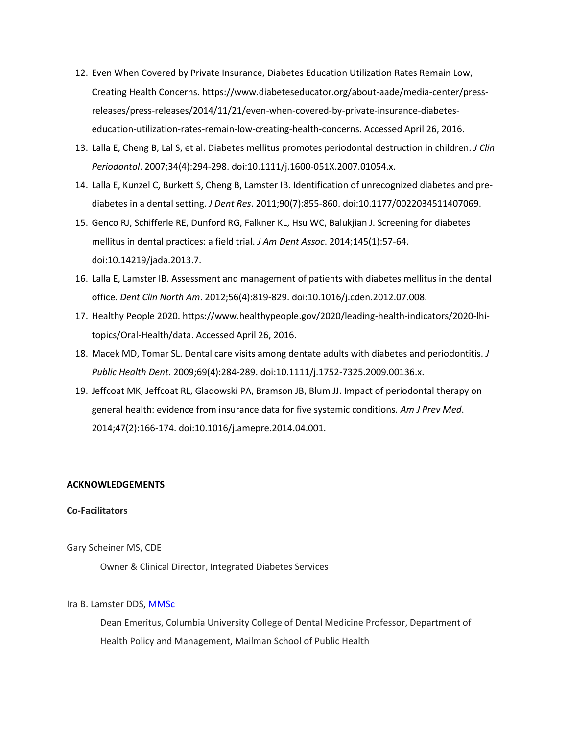12. Even When Covered by Private Insurance, Diabetes Education Utilization Rates Remain Low, Creating Health Concerns. https://www.diabeteseducator.org/about-aade/media-center/press-releases/press-releases/2014/11/21/even-when-covered-by-private-insurance-diabetes-education-utilization-rates-remain-low-creating-health-concerns. Accessed April 26, 2016.
13. Lalla E, Cheng B, Lal S, et al. Diabetes mellitus promotes periodontal destruction in children. *J Clin Periodontol*. 2007;34(4):294-298. doi:10.1111/j.1600-051X.2007.01054.x.
14. Lalla E, Kunzel C, Burkett S, Cheng B, Lamster IB. Identification of unrecognized diabetes and pre-diabetes in a dental setting. *J Dent Res*. 2011;90(7):855-860. doi:10.1177/0022034511407069.
15. Genco RJ, Schifferle RE, Dunford RG, Falkner KL, Hsu WC, Balukjian J. Screening for diabetes mellitus in dental practices: a field trial. *J Am Dent Assoc*. 2014;145(1):57-64. doi:10.14219/jada.2013.7.
16. Lalla E, Lamster IB. Assessment and management of patients with diabetes mellitus in the dental office. *Dent Clin North Am*. 2012;56(4):819-829. doi:10.1016/j.cden.2012.07.008.
17. Healthy People 2020. https://www.healthypeople.gov/2020/leading-health-indicators/2020-lhi-topics/Oral-Health/data. Accessed April 26, 2016.
18. Macek MD, Tomar SL. Dental care visits among dentate adults with diabetes and periodontitis. *J Public Health Dent*. 2009;69(4):284-289. doi:10.1111/j.1752-7325.2009.00136.x.
19. Jeffcoat MK, Jeffcoat RL, Gladowski PA, Bramson JB, Blum JJ. Impact of periodontal therapy on general health: evidence from insurance data for five systemic conditions. *Am J Prev Med*. 2014;47(2):166-174. doi:10.1016/j.amepre.2014.04.001.

## ACKNOWLEDGEMENTS

### Co-Facilitators

Gary Scheiner MS, CDE

Owner & Clinical Director, Integrated Diabetes Services

Ira B. Lamster DDS, MMSc

Dean Emeritus, Columbia University College of Dental Medicine Professor, Department of Health Policy and Management, Mailman School of Public Health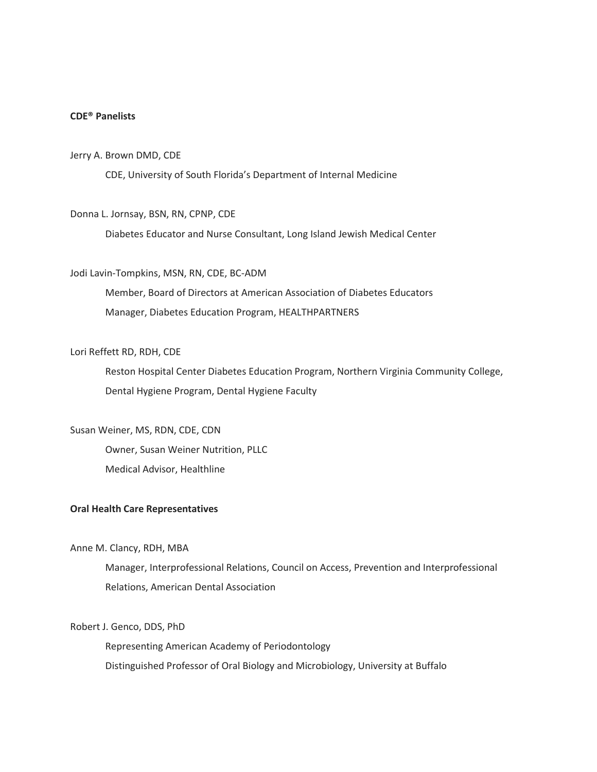**CDE® Panelists**

Jerry A. Brown DMD, CDE

CDE, University of South Florida's Department of Internal Medicine

Donna L. Jornsay, BSN, RN, CPNP, CDE

Diabetes Educator and Nurse Consultant, Long Island Jewish Medical Center

Jodi Lavin-Tompkins, MSN, RN, CDE, BC-ADM

Member, Board of Directors at American Association of Diabetes Educators

Manager, Diabetes Education Program, HEALTHPARTNERS

Lori Reffett RD, RDH, CDE

Reston Hospital Center Diabetes Education Program, Northern Virginia Community College, Dental Hygiene Program, Dental Hygiene Faculty

Susan Weiner, MS, RDN, CDE, CDN

Owner, Susan Weiner Nutrition, PLLC

Medical Advisor, Healthline

**Oral Health Care Representatives**

Anne M. Clancy, RDH, MBA

Manager, Interprofessional Relations, Council on Access, Prevention and Interprofessional Relations, American Dental Association

Robert J. Genco, DDS, PhD

Representing American Academy of Periodontology

Distinguished Professor of Oral Biology and Microbiology, University at Buffalo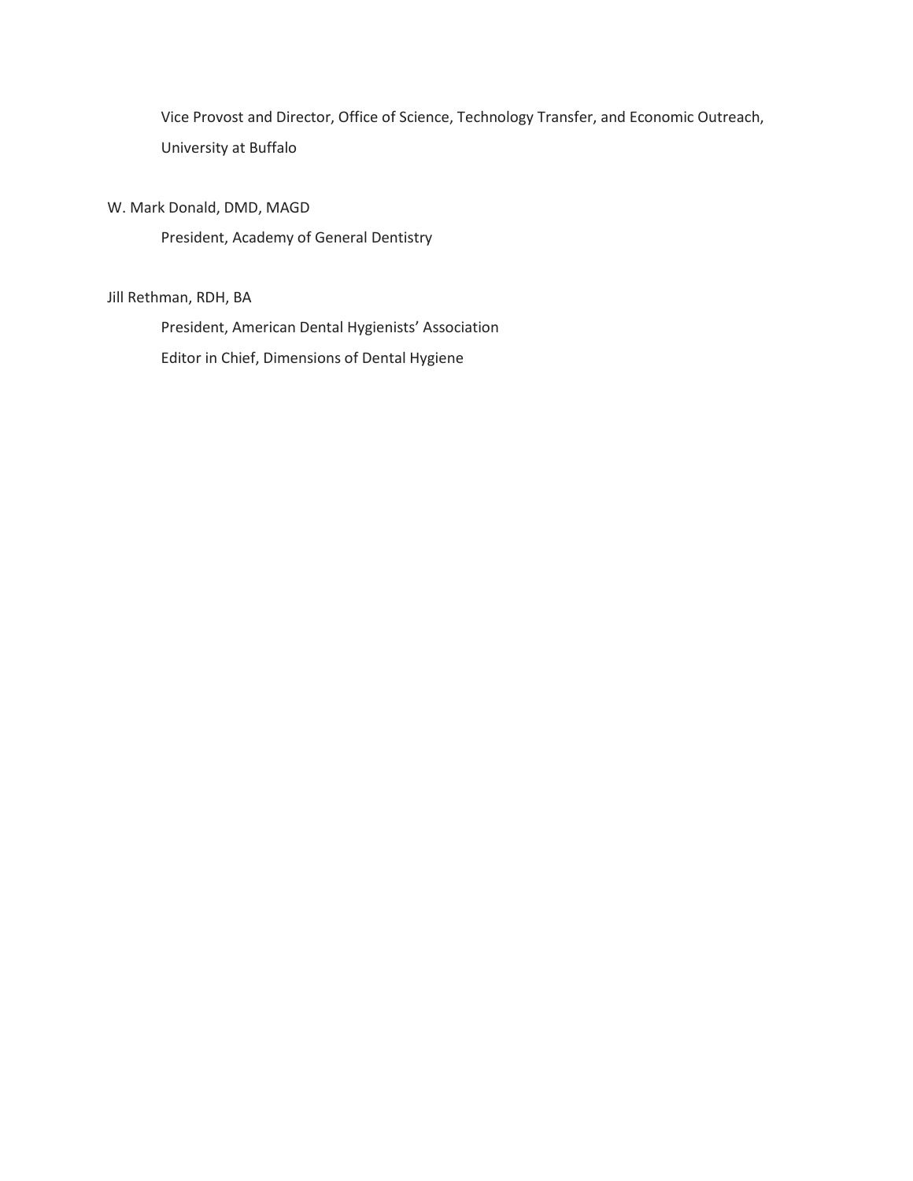Vice Provost and Director, Office of Science, Technology Transfer, and Economic Outreach, University at Buffalo

W. Mark Donald, DMD, MAGD

President, Academy of General Dentistry

Jill Rethman, RDH, BA

President, American Dental Hygienists' Association

Editor in Chief, Dimensions of Dental Hygiene